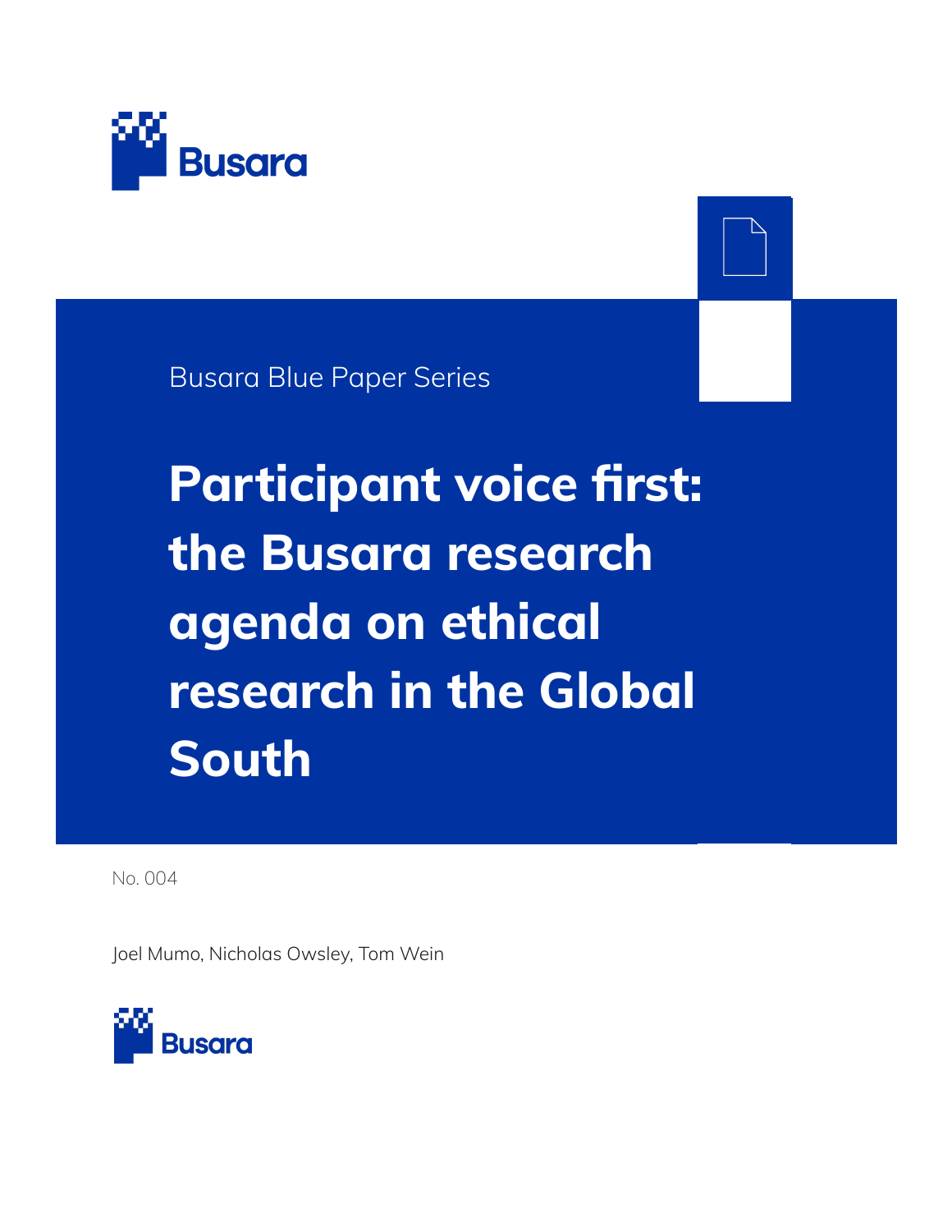Busara

Busara Blue Paper Series

# Participant voice first: the Busara research agenda on ethical research in the Global South

No. 004

Joel Mumo, Nicholas Owsley, Tom Wein

Busara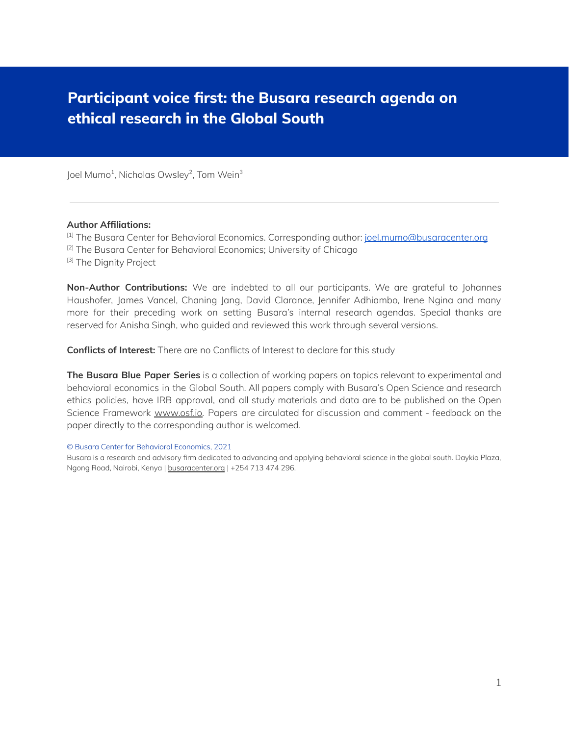# Participant voice first: the Busara research agenda on ethical research in the Global South

Joel Mumo[1], Nicholas Owsley[2], Tom Wein[3]

---

**Author Affiliations:**

[1] The Busara Center for Behavioral Economics. Corresponding author: joel.mumo@busaracenter.org

[2] The Busara Center for Behavioral Economics; University of Chicago

[3] The Dignity Project

**Non-Author Contributions:** We are indebted to all our participants. We are grateful to Johannes Haushofer, James Vancel, Chaning Jang, David Clarance, Jennifer Adhiambo, Irene Ngina and many more for their preceding work on setting Busara's internal research agendas. Special thanks are reserved for Anisha Singh, who guided and reviewed this work through several versions.

**Conflicts of Interest:** There are no Conflicts of Interest to declare for this study

**The Busara Blue Paper Series** is a collection of working papers on topics relevant to experimental and behavioral economics in the Global South. All papers comply with Busara's Open Science and research ethics policies, have IRB approval, and all study materials and data are to be published on the Open Science Framework www.osf.io. Papers are circulated for discussion and comment - feedback on the paper directly to the corresponding author is welcomed.

© Busara Center for Behavioral Economics, 2021

Busara is a research and advisory firm dedicated to advancing and applying behavioral science in the global south. Daykio Plaza, Ngong Road, Nairobi, Kenya | busaracenter.org | +254 713 474 296.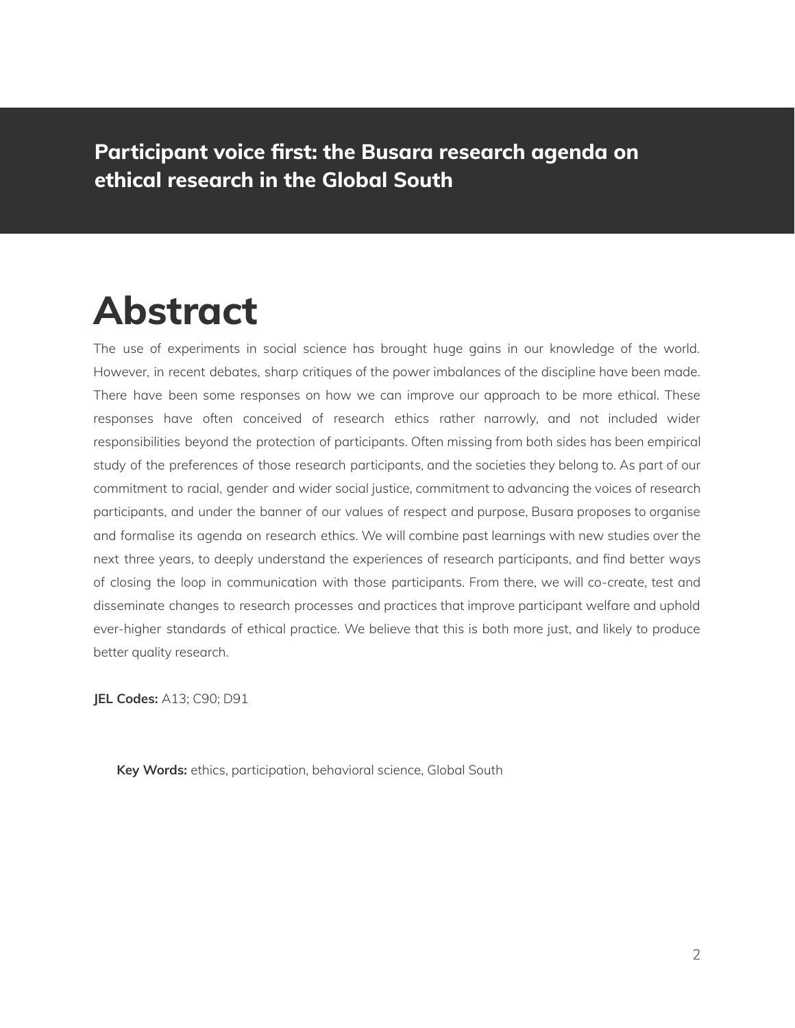**Participant voice first: the Busara research agenda on ethical research in the Global South**

# Abstract

The use of experiments in social science has brought huge gains in our knowledge of the world. However, in recent debates, sharp critiques of the power imbalances of the discipline have been made. There have been some responses on how we can improve our approach to be more ethical. These responses have often conceived of research ethics rather narrowly, and not included wider responsibilities beyond the protection of participants. Often missing from both sides has been empirical study of the preferences of those research participants, and the societies they belong to. As part of our commitment to racial, gender and wider social justice, commitment to advancing the voices of research participants, and under the banner of our values of respect and purpose, Busara proposes to organise and formalise its agenda on research ethics. We will combine past learnings with new studies over the next three years, to deeply understand the experiences of research participants, and find better ways of closing the loop in communication with those participants. From there, we will co-create, test and disseminate changes to research processes and practices that improve participant welfare and uphold ever-higher standards of ethical practice. We believe that this is both more just, and likely to produce better quality research.

**JEL Codes:** A13; C90; D91

**Key Words:** ethics, participation, behavioral science, Global South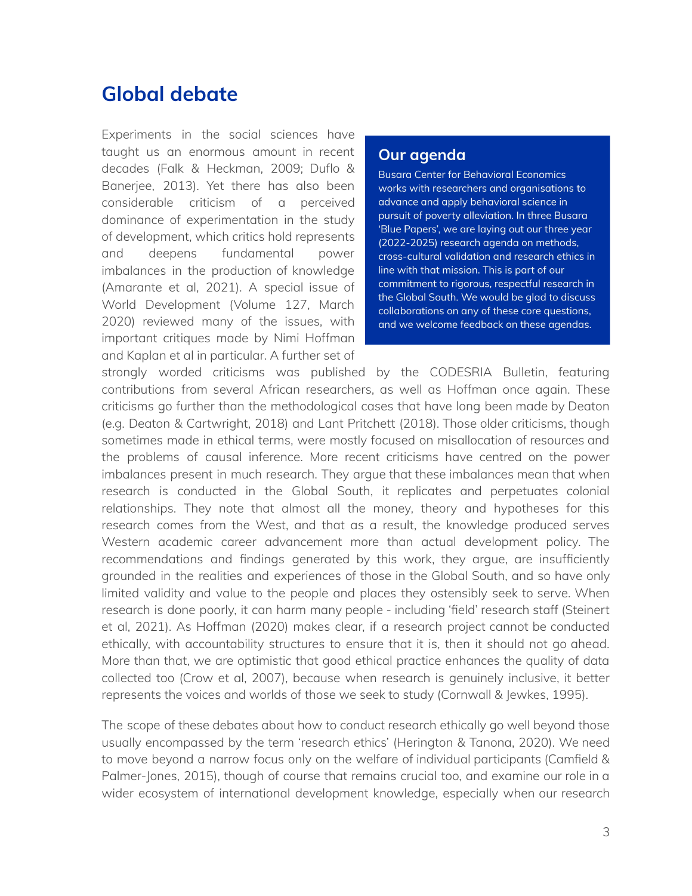## Global debate

> **Our agenda**
>
> Busara Center for Behavioral Economics works with researchers and organisations to advance and apply behavioral science in pursuit of poverty alleviation. In three Busara 'Blue Papers', we are laying out our three year (2022-2025) research agenda on methods, cross-cultural validation and research ethics in line with that mission. This is part of our commitment to rigorous, respectful research in the Global South. We would be glad to discuss collaborations on any of these core questions, and we welcome feedback on these agendas.

Experiments in the social sciences have taught us an enormous amount in recent decades (Falk & Heckman, 2009; Duflo & Banerjee, 2013). Yet there has also been considerable criticism of a perceived dominance of experimentation in the study of development, which critics hold represents and deepens fundamental power imbalances in the production of knowledge (Amarante et al, 2021). A special issue of World Development (Volume 127, March 2020) reviewed many of the issues, with important critiques made by Nimi Hoffman and Kaplan et al in particular. A further set of strongly worded criticisms was published by the CODESRIA Bulletin, featuring contributions from several African researchers, as well as Hoffman once again. These criticisms go further than the methodological cases that have long been made by Deaton (e.g. Deaton & Cartwright, 2018) and Lant Pritchett (2018). Those older criticisms, though sometimes made in ethical terms, were mostly focused on misallocation of resources and the problems of causal inference. More recent criticisms have centred on the power imbalances present in much research. They argue that these imbalances mean that when research is conducted in the Global South, it replicates and perpetuates colonial relationships. They note that almost all the money, theory and hypotheses for this research comes from the West, and that as a result, the knowledge produced serves Western academic career advancement more than actual development policy. The recommendations and findings generated by this work, they argue, are insufficiently grounded in the realities and experiences of those in the Global South, and so have only limited validity and value to the people and places they ostensibly seek to serve. When research is done poorly, it can harm many people - including 'field' research staff (Steinert et al, 2021). As Hoffman (2020) makes clear, if a research project cannot be conducted ethically, with accountability structures to ensure that it is, then it should not go ahead. More than that, we are optimistic that good ethical practice enhances the quality of data collected too (Crow et al, 2007), because when research is genuinely inclusive, it better represents the voices and worlds of those we seek to study (Cornwall & Jewkes, 1995).

The scope of these debates about how to conduct research ethically go well beyond those usually encompassed by the term 'research ethics' (Herington & Tanona, 2020). We need to move beyond a narrow focus only on the welfare of individual participants (Camfield & Palmer-Jones, 2015), though of course that remains crucial too, and examine our role in a wider ecosystem of international development knowledge, especially when our research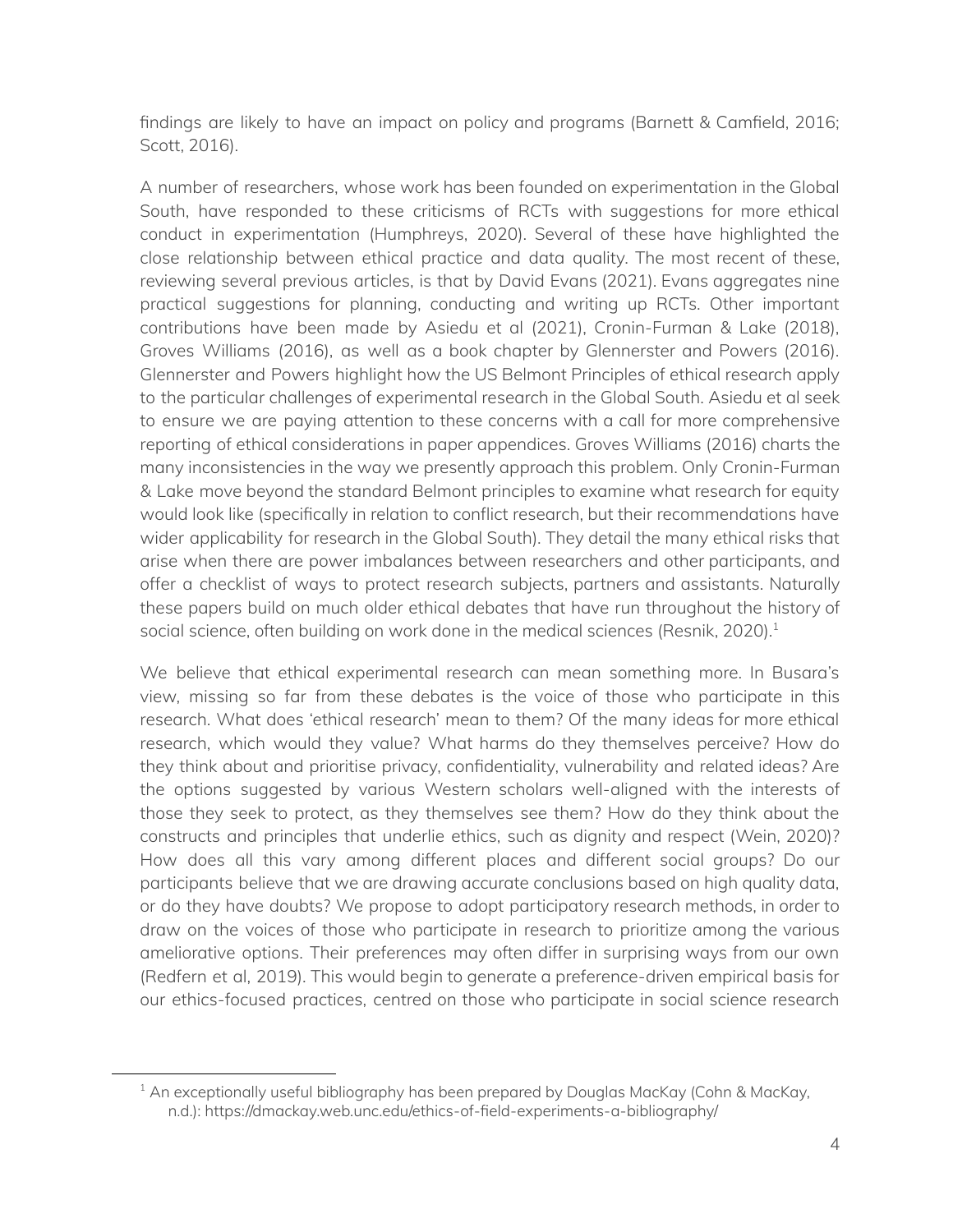findings are likely to have an impact on policy and programs (Barnett & Camfield, 2016; Scott, 2016).

A number of researchers, whose work has been founded on experimentation in the Global South, have responded to these criticisms of RCTs with suggestions for more ethical conduct in experimentation (Humphreys, 2020). Several of these have highlighted the close relationship between ethical practice and data quality. The most recent of these, reviewing several previous articles, is that by David Evans (2021). Evans aggregates nine practical suggestions for planning, conducting and writing up RCTs. Other important contributions have been made by Asiedu et al (2021), Cronin-Furman & Lake (2018), Groves Williams (2016), as well as a book chapter by Glennerster and Powers (2016). Glennerster and Powers highlight how the US Belmont Principles of ethical research apply to the particular challenges of experimental research in the Global South. Asiedu et al seek to ensure we are paying attention to these concerns with a call for more comprehensive reporting of ethical considerations in paper appendices. Groves Williams (2016) charts the many inconsistencies in the way we presently approach this problem. Only Cronin-Furman & Lake move beyond the standard Belmont principles to examine what research for equity would look like (specifically in relation to conflict research, but their recommendations have wider applicability for research in the Global South). They detail the many ethical risks that arise when there are power imbalances between researchers and other participants, and offer a checklist of ways to protect research subjects, partners and assistants. Naturally these papers build on much older ethical debates that have run throughout the history of social science, often building on work done in the medical sciences (Resnik, 2020).[1]

We believe that ethical experimental research can mean something more. In Busara's view, missing so far from these debates is the voice of those who participate in this research. What does 'ethical research' mean to them? Of the many ideas for more ethical research, which would they value? What harms do they themselves perceive? How do they think about and prioritise privacy, confidentiality, vulnerability and related ideas? Are the options suggested by various Western scholars well-aligned with the interests of those they seek to protect, as they themselves see them? How do they think about the constructs and principles that underlie ethics, such as dignity and respect (Wein, 2020)? How does all this vary among different places and different social groups? Do our participants believe that we are drawing accurate conclusions based on high quality data, or do they have doubts? We propose to adopt participatory research methods, in order to draw on the voices of those who participate in research to prioritize among the various ameliorative options. Their preferences may often differ in surprising ways from our own (Redfern et al, 2019). This would begin to generate a preference-driven empirical basis for our ethics-focused practices, centred on those who participate in social science research

[1] An exceptionally useful bibliography has been prepared by Douglas MacKay (Cohn & MacKay, n.d.): https://dmackay.web.unc.edu/ethics-of-field-experiments-a-bibliography/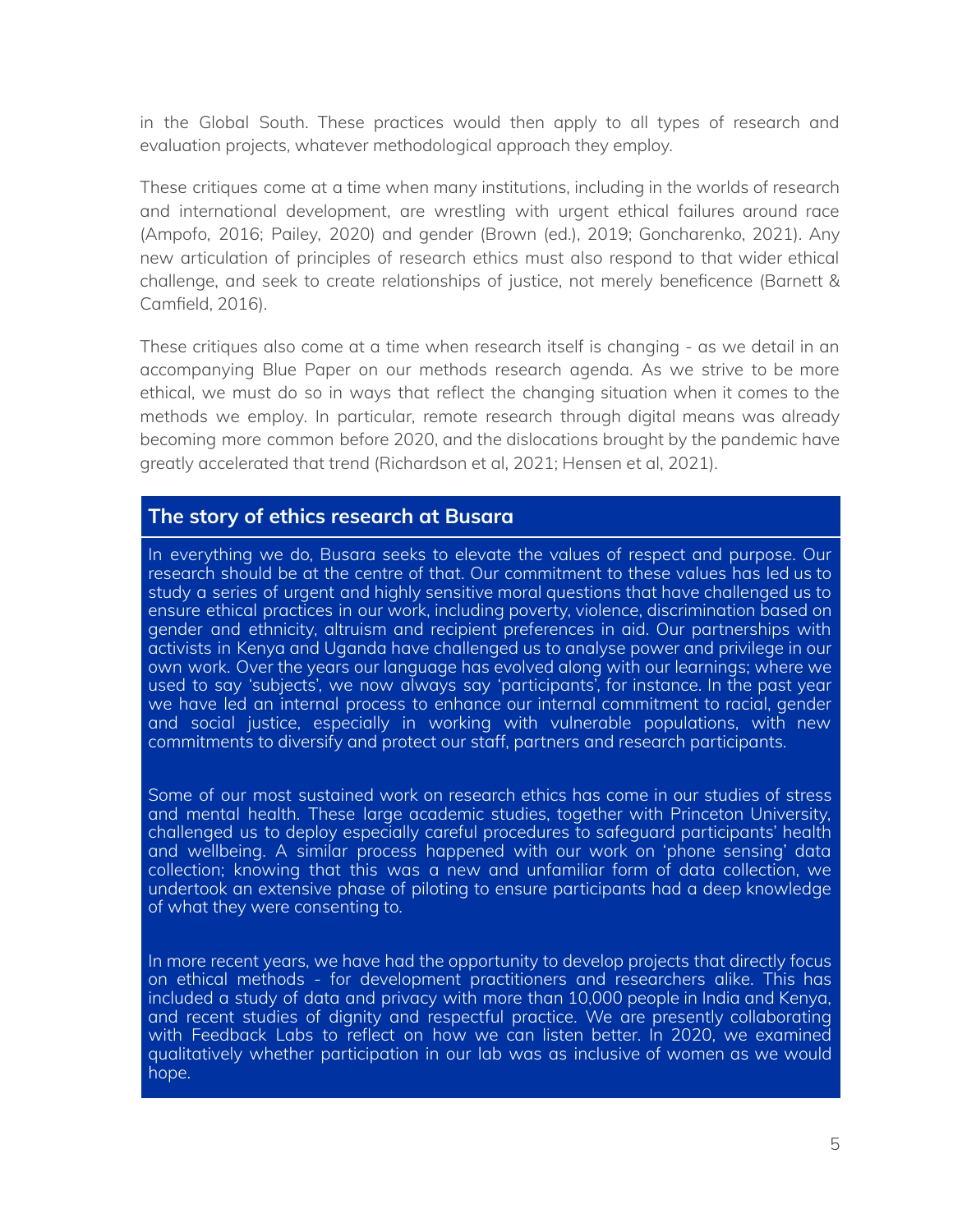in the Global South. These practices would then apply to all types of research and evaluation projects, whatever methodological approach they employ.

These critiques come at a time when many institutions, including in the worlds of research and international development, are wrestling with urgent ethical failures around race (Ampofo, 2016; Pailey, 2020) and gender (Brown (ed.), 2019; Goncharenko, 2021). Any new articulation of principles of research ethics must also respond to that wider ethical challenge, and seek to create relationships of justice, not merely beneficence (Barnett & Camfield, 2016).

These critiques also come at a time when research itself is changing - as we detail in an accompanying Blue Paper on our methods research agenda. As we strive to be more ethical, we must do so in ways that reflect the changing situation when it comes to the methods we employ. In particular, remote research through digital means was already becoming more common before 2020, and the dislocations brought by the pandemic have greatly accelerated that trend (Richardson et al, 2021; Hensen et al, 2021).

### The story of ethics research at Busara

In everything we do, Busara seeks to elevate the values of respect and purpose. Our research should be at the centre of that. Our commitment to these values has led us to study a series of urgent and highly sensitive moral questions that have challenged us to ensure ethical practices in our work, including poverty, violence, discrimination based on gender and ethnicity, altruism and recipient preferences in aid. Our partnerships with activists in Kenya and Uganda have challenged us to analyse power and privilege in our own work. Over the years our language has evolved along with our learnings; where we used to say 'subjects', we now always say 'participants', for instance. In the past year we have led an internal process to enhance our internal commitment to racial, gender and social justice, especially in working with vulnerable populations, with new commitments to diversify and protect our staff, partners and research participants.

Some of our most sustained work on research ethics has come in our studies of stress and mental health. These large academic studies, together with Princeton University, challenged us to deploy especially careful procedures to safeguard participants' health and wellbeing. A similar process happened with our work on 'phone sensing' data collection; knowing that this was a new and unfamiliar form of data collection, we undertook an extensive phase of piloting to ensure participants had a deep knowledge of what they were consenting to.

In more recent years, we have had the opportunity to develop projects that directly focus on ethical methods - for development practitioners and researchers alike. This has included a study of data and privacy with more than 10,000 people in India and Kenya, and recent studies of dignity and respectful practice. We are presently collaborating with Feedback Labs to reflect on how we can listen better. In 2020, we examined qualitatively whether participation in our lab was as inclusive of women as we would hope.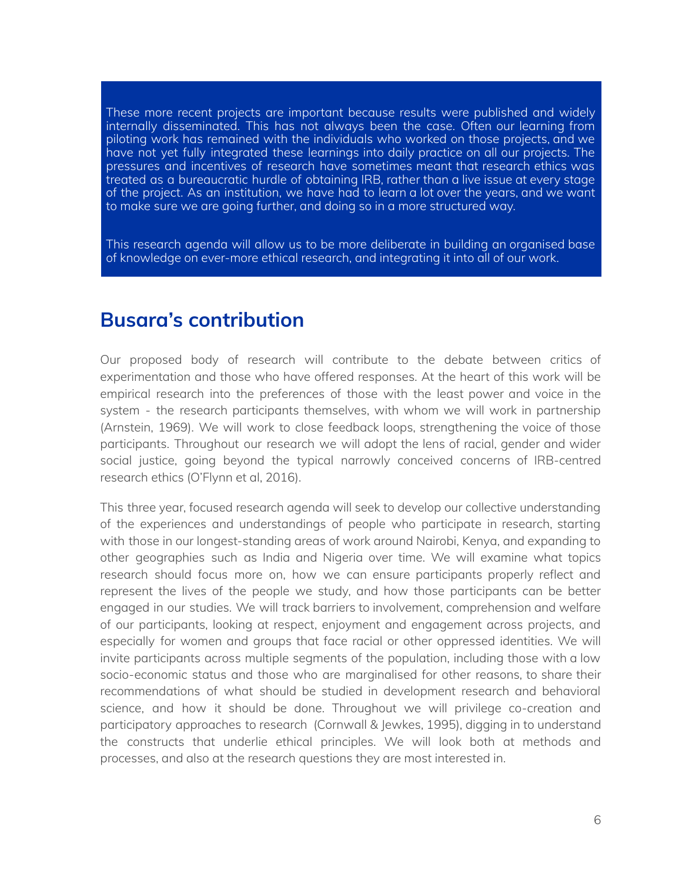These more recent projects are important because results were published and widely internally disseminated. This has not always been the case. Often our learning from piloting work has remained with the individuals who worked on those projects, and we have not yet fully integrated these learnings into daily practice on all our projects. The pressures and incentives of research have sometimes meant that research ethics was treated as a bureaucratic hurdle of obtaining IRB, rather than a live issue at every stage of the project. As an institution, we have had to learn a lot over the years, and we want to make sure we are going further, and doing so in a more structured way.

This research agenda will allow us to be more deliberate in building an organised base of knowledge on ever-more ethical research, and integrating it into all of our work.

## Busara's contribution

Our proposed body of research will contribute to the debate between critics of experimentation and those who have offered responses. At the heart of this work will be empirical research into the preferences of those with the least power and voice in the system - the research participants themselves, with whom we will work in partnership (Arnstein, 1969). We will work to close feedback loops, strengthening the voice of those participants. Throughout our research we will adopt the lens of racial, gender and wider social justice, going beyond the typical narrowly conceived concerns of IRB-centred research ethics (O'Flynn et al, 2016).

This three year, focused research agenda will seek to develop our collective understanding of the experiences and understandings of people who participate in research, starting with those in our longest-standing areas of work around Nairobi, Kenya, and expanding to other geographies such as India and Nigeria over time. We will examine what topics research should focus more on, how we can ensure participants properly reflect and represent the lives of the people we study, and how those participants can be better engaged in our studies. We will track barriers to involvement, comprehension and welfare of our participants, looking at respect, enjoyment and engagement across projects, and especially for women and groups that face racial or other oppressed identities. We will invite participants across multiple segments of the population, including those with a low socio-economic status and those who are marginalised for other reasons, to share their recommendations of what should be studied in development research and behavioral science, and how it should be done. Throughout we will privilege co-creation and participatory approaches to research (Cornwall & Jewkes, 1995), digging in to understand the constructs that underlie ethical principles. We will look both at methods and processes, and also at the research questions they are most interested in.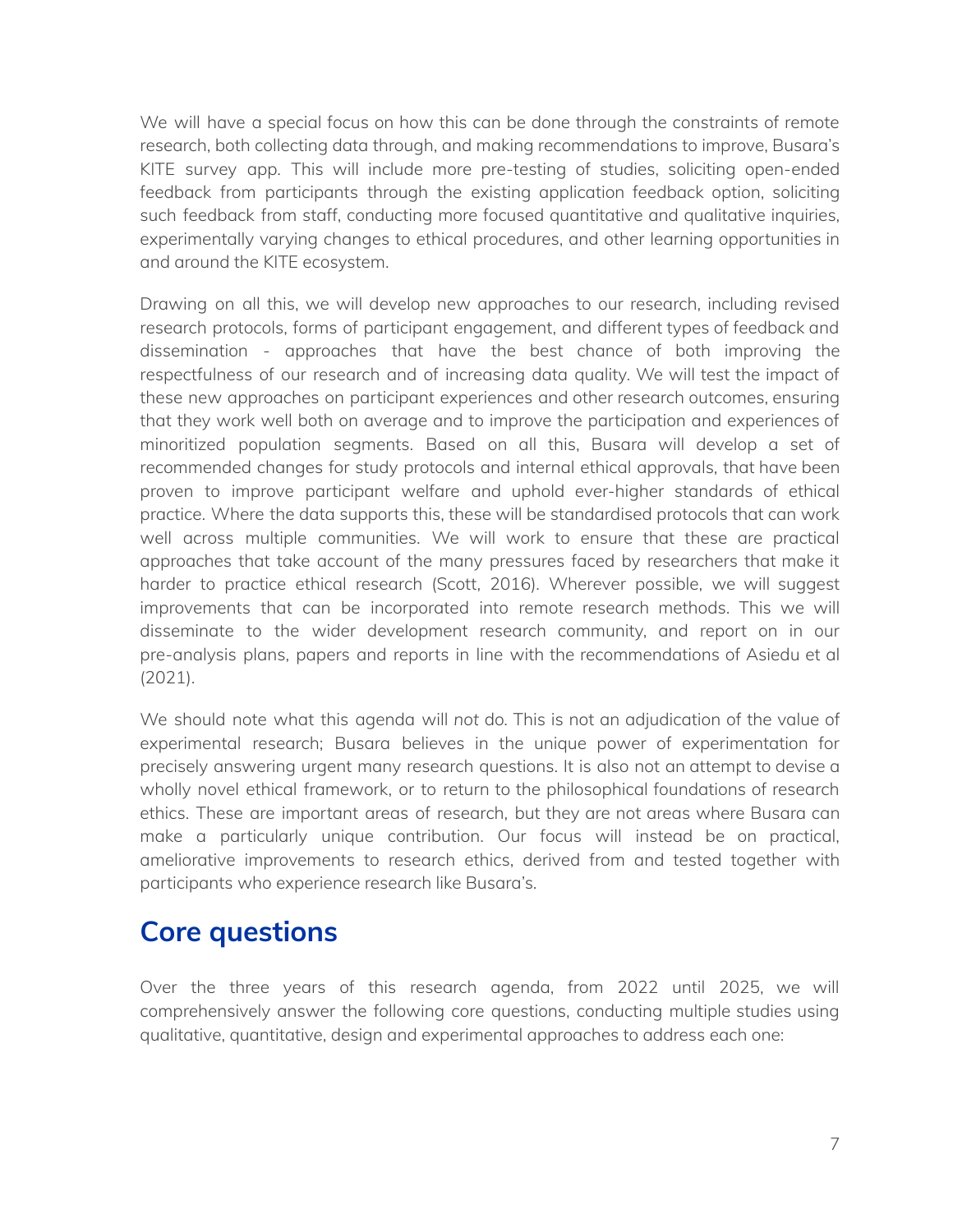We will have a special focus on how this can be done through the constraints of remote research, both collecting data through, and making recommendations to improve, Busara's KITE survey app. This will include more pre-testing of studies, soliciting open-ended feedback from participants through the existing application feedback option, soliciting such feedback from staff, conducting more focused quantitative and qualitative inquiries, experimentally varying changes to ethical procedures, and other learning opportunities in and around the KITE ecosystem.

Drawing on all this, we will develop new approaches to our research, including revised research protocols, forms of participant engagement, and different types of feedback and dissemination - approaches that have the best chance of both improving the respectfulness of our research and of increasing data quality. We will test the impact of these new approaches on participant experiences and other research outcomes, ensuring that they work well both on average and to improve the participation and experiences of minoritized population segments. Based on all this, Busara will develop a set of recommended changes for study protocols and internal ethical approvals, that have been proven to improve participant welfare and uphold ever-higher standards of ethical practice. Where the data supports this, these will be standardised protocols that can work well across multiple communities. We will work to ensure that these are practical approaches that take account of the many pressures faced by researchers that make it harder to practice ethical research (Scott, 2016). Wherever possible, we will suggest improvements that can be incorporated into remote research methods. This we will disseminate to the wider development research community, and report on in our pre-analysis plans, papers and reports in line with the recommendations of Asiedu et al (2021).

We should note what this agenda will *not* do. This is not an adjudication of the value of experimental research; Busara believes in the unique power of experimentation for precisely answering urgent many research questions. It is also not an attempt to devise a wholly novel ethical framework, or to return to the philosophical foundations of research ethics. These are important areas of research, but they are not areas where Busara can make a particularly unique contribution. Our focus will instead be on practical, ameliorative improvements to research ethics, derived from and tested together with participants who experience research like Busara's.

## Core questions

Over the three years of this research agenda, from 2022 until 2025, we will comprehensively answer the following core questions, conducting multiple studies using qualitative, quantitative, design and experimental approaches to address each one: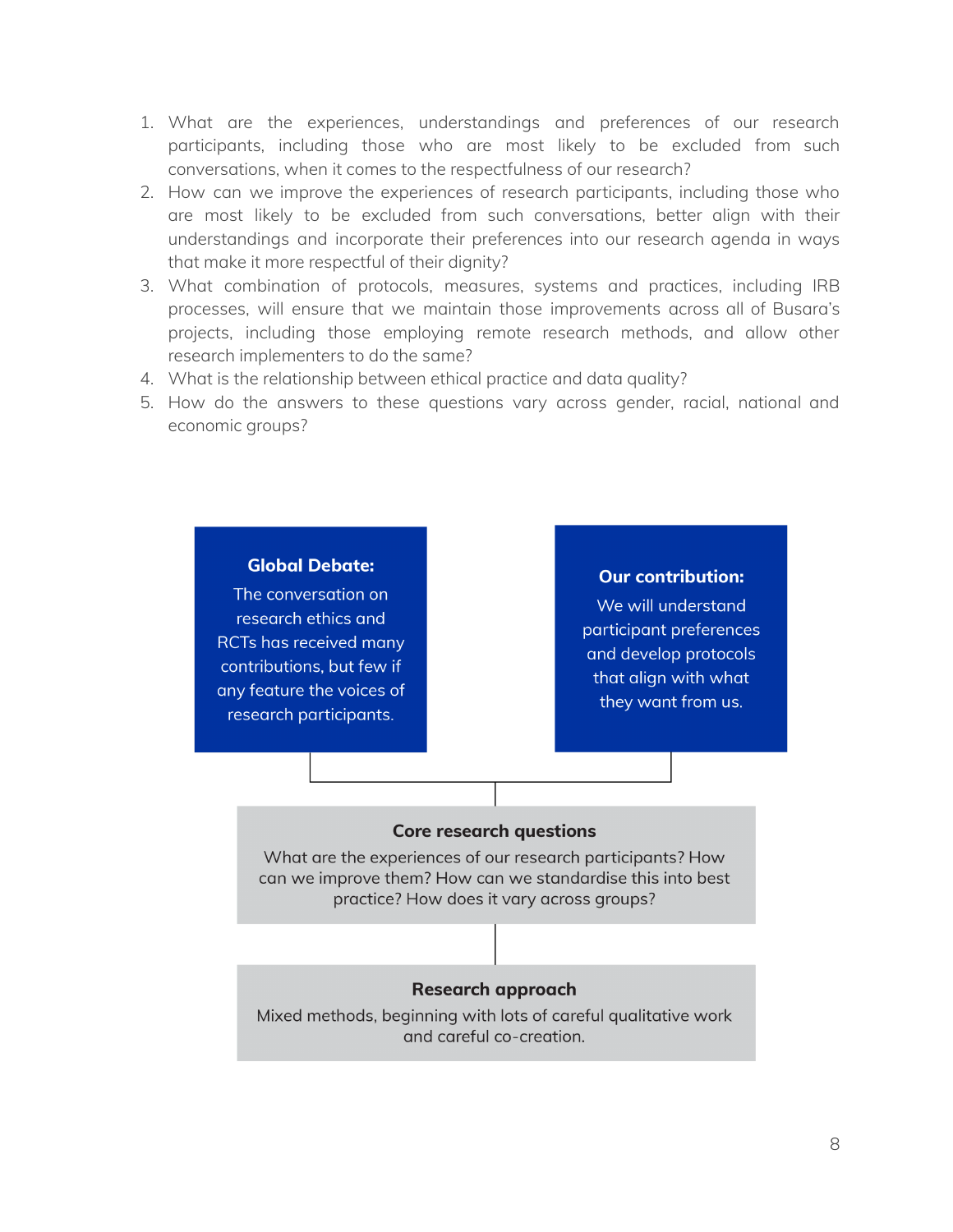1. What are the experiences, understandings and preferences of our research participants, including those who are most likely to be excluded from such conversations, when it comes to the respectfulness of our research?
2. How can we improve the experiences of research participants, including those who are most likely to be excluded from such conversations, better align with their understandings and incorporate their preferences into our research agenda in ways that make it more respectful of their dignity?
3. What combination of protocols, measures, systems and practices, including IRB processes, will ensure that we maintain those improvements across all of Busara's projects, including those employing remote research methods, and allow other research implementers to do the same?
4. What is the relationship between ethical practice and data quality?
5. How do the answers to these questions vary across gender, racial, national and economic groups?

**Global Debate:**
The conversation on research ethics and RCTs has received many contributions, but few if any feature the voices of research participants.

**Our contribution:**
We will understand participant preferences and develop protocols that align with what they want from us.

**Core research questions**
What are the experiences of our research participants? How can we improve them? How can we standardise this into best practice? How does it vary across groups?

**Research approach**
Mixed methods, beginning with lots of careful qualitative work and careful co-creation.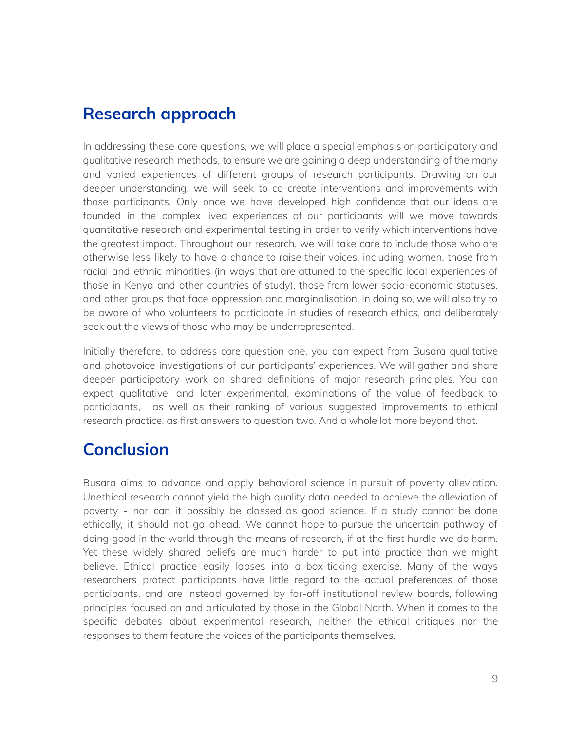## Research approach

In addressing these core questions, we will place a special emphasis on participatory and qualitative research methods, to ensure we are gaining a deep understanding of the many and varied experiences of different groups of research participants. Drawing on our deeper understanding, we will seek to co-create interventions and improvements with those participants. Only once we have developed high confidence that our ideas are founded in the complex lived experiences of our participants will we move towards quantitative research and experimental testing in order to verify which interventions have the greatest impact. Throughout our research, we will take care to include those who are otherwise less likely to have a chance to raise their voices, including women, those from racial and ethnic minorities (in ways that are attuned to the specific local experiences of those in Kenya and other countries of study), those from lower socio-economic statuses, and other groups that face oppression and marginalisation. In doing so, we will also try to be aware of who volunteers to participate in studies of research ethics, and deliberately seek out the views of those who may be underrepresented.

Initially therefore, to address core question one, you can expect from Busara qualitative and photovoice investigations of our participants' experiences. We will gather and share deeper participatory work on shared definitions of major research principles. You can expect qualitative, and later experimental, examinations of the value of feedback to participants, as well as their ranking of various suggested improvements to ethical research practice, as first answers to question two. And a whole lot more beyond that.

## Conclusion

Busara aims to advance and apply behavioral science in pursuit of poverty alleviation. Unethical research cannot yield the high quality data needed to achieve the alleviation of poverty - nor can it possibly be classed as good science. If a study cannot be done ethically, it should not go ahead. We cannot hope to pursue the uncertain pathway of doing good in the world through the means of research, if at the first hurdle we do harm. Yet these widely shared beliefs are much harder to put into practice than we might believe. Ethical practice easily lapses into a box-ticking exercise. Many of the ways researchers protect participants have little regard to the actual preferences of those participants, and are instead governed by far-off institutional review boards, following principles focused on and articulated by those in the Global North. When it comes to the specific debates about experimental research, neither the ethical critiques nor the responses to them feature the voices of the participants themselves.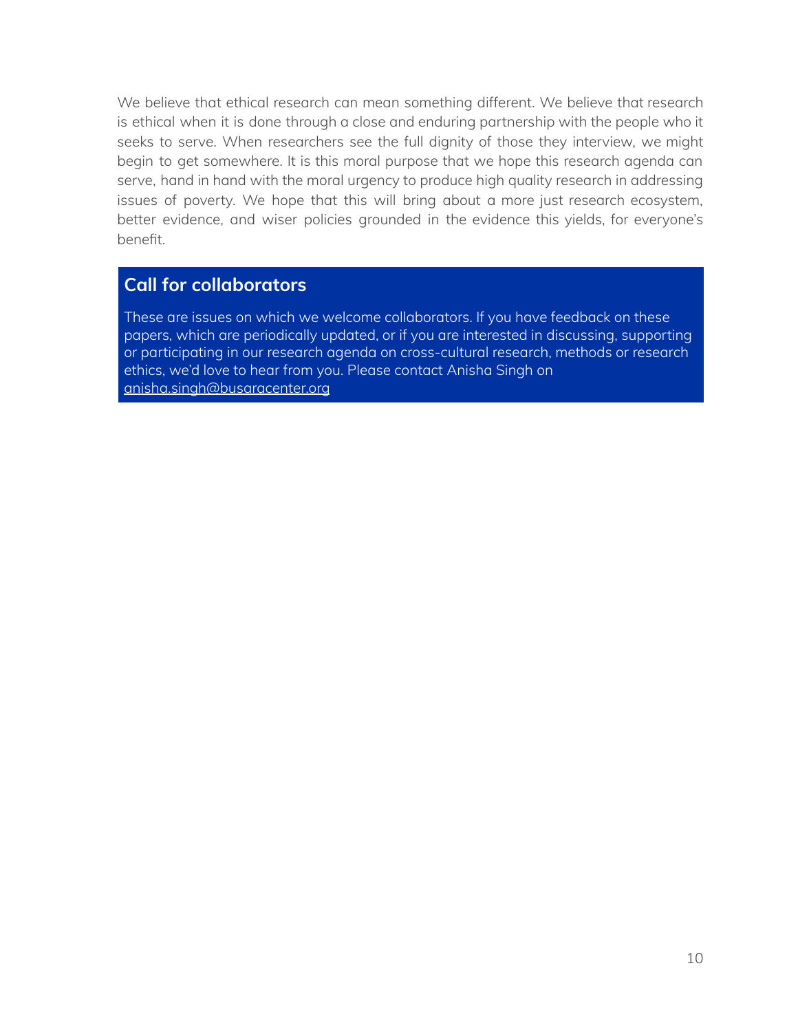We believe that ethical research can mean something different. We believe that research is ethical when it is done through a close and enduring partnership with the people who it seeks to serve. When researchers see the full dignity of those they interview, we might begin to get somewhere. It is this moral purpose that we hope this research agenda can serve, hand in hand with the moral urgency to produce high quality research in addressing issues of poverty. We hope that this will bring about a more just research ecosystem, better evidence, and wiser policies grounded in the evidence this yields, for everyone's benefit.

## Call for collaborators

These are issues on which we welcome collaborators. If you have feedback on these papers, which are periodically updated, or if you are interested in discussing, supporting or participating in our research agenda on cross-cultural research, methods or research ethics, we'd love to hear from you. Please contact Anisha Singh on anisha.singh@busaracenter.org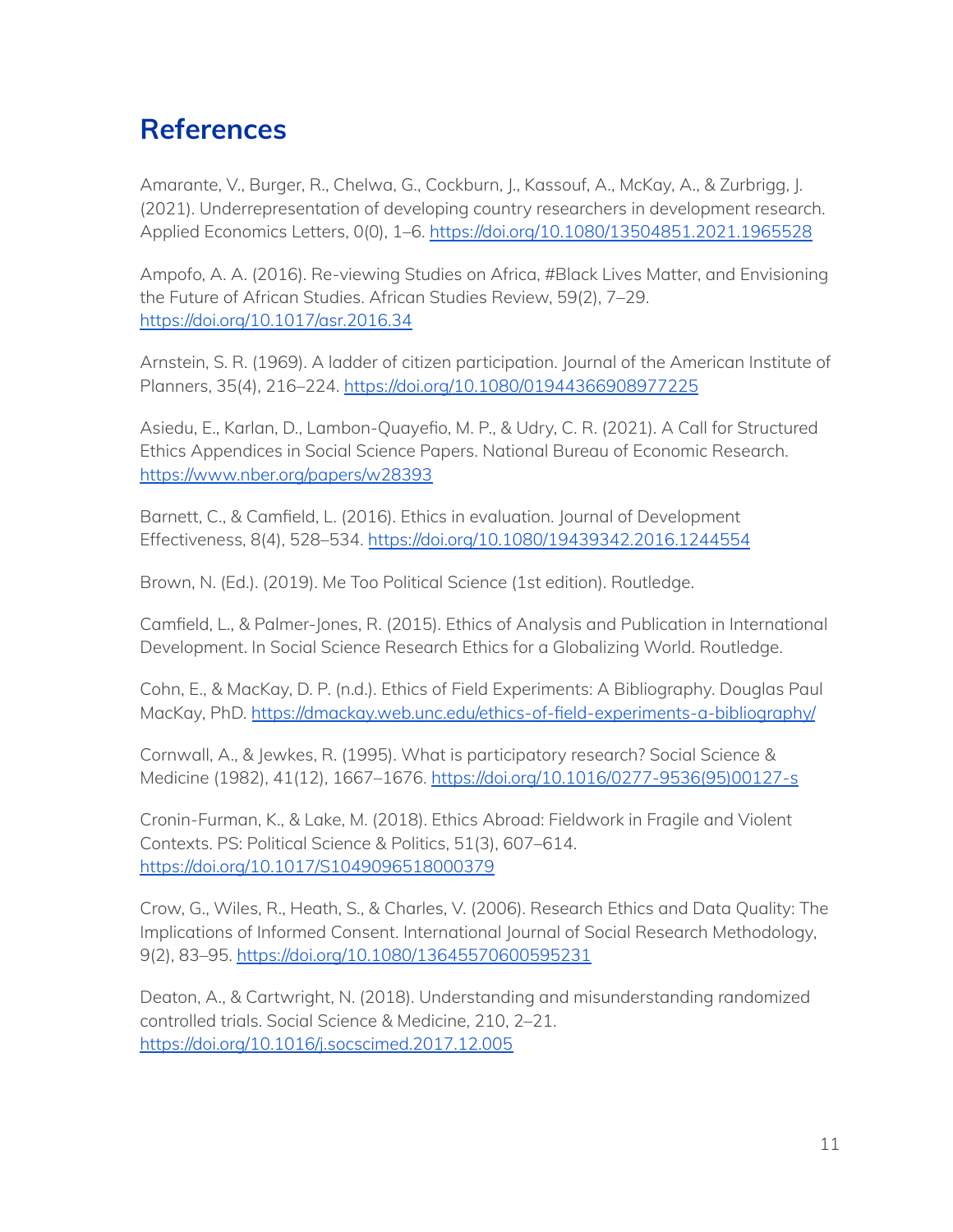## References

Amarante, V., Burger, R., Chelwa, G., Cockburn, J., Kassouf, A., McKay, A., & Zurbrigg, J. (2021). Underrepresentation of developing country researchers in development research. Applied Economics Letters, 0(0), 1–6. https://doi.org/10.1080/13504851.2021.1965528

Ampofo, A. A. (2016). Re-viewing Studies on Africa, #Black Lives Matter, and Envisioning the Future of African Studies. African Studies Review, 59(2), 7–29. https://doi.org/10.1017/asr.2016.34

Arnstein, S. R. (1969). A ladder of citizen participation. Journal of the American Institute of Planners, 35(4), 216–224. https://doi.org/10.1080/01944366908977225

Asiedu, E., Karlan, D., Lambon-Quayefio, M. P., & Udry, C. R. (2021). A Call for Structured Ethics Appendices in Social Science Papers. National Bureau of Economic Research. https://www.nber.org/papers/w28393

Barnett, C., & Camfield, L. (2016). Ethics in evaluation. Journal of Development Effectiveness, 8(4), 528–534. https://doi.org/10.1080/19439342.2016.1244554

Brown, N. (Ed.). (2019). Me Too Political Science (1st edition). Routledge.

Camfield, L., & Palmer-Jones, R. (2015). Ethics of Analysis and Publication in International Development. In Social Science Research Ethics for a Globalizing World. Routledge.

Cohn, E., & MacKay, D. P. (n.d.). Ethics of Field Experiments: A Bibliography. Douglas Paul MacKay, PhD. https://dmackay.web.unc.edu/ethics-of-field-experiments-a-bibliography/

Cornwall, A., & Jewkes, R. (1995). What is participatory research? Social Science & Medicine (1982), 41(12), 1667–1676. https://doi.org/10.1016/0277-9536(95)00127-s

Cronin-Furman, K., & Lake, M. (2018). Ethics Abroad: Fieldwork in Fragile and Violent Contexts. PS: Political Science & Politics, 51(3), 607–614. https://doi.org/10.1017/S1049096518000379

Crow, G., Wiles, R., Heath, S., & Charles, V. (2006). Research Ethics and Data Quality: The Implications of Informed Consent. International Journal of Social Research Methodology, 9(2), 83–95. https://doi.org/10.1080/13645570600595231

Deaton, A., & Cartwright, N. (2018). Understanding and misunderstanding randomized controlled trials. Social Science & Medicine, 210, 2–21. https://doi.org/10.1016/j.socscimed.2017.12.005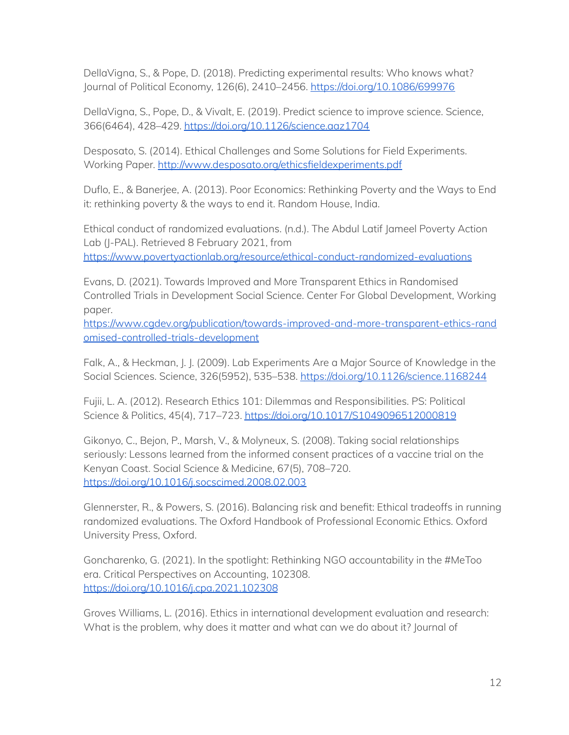DellaVigna, S., & Pope, D. (2018). Predicting experimental results: Who knows what? Journal of Political Economy, 126(6), 2410–2456. https://doi.org/10.1086/699976

DellaVigna, S., Pope, D., & Vivalt, E. (2019). Predict science to improve science. Science, 366(6464), 428–429. https://doi.org/10.1126/science.aaz1704

Desposato, S. (2014). Ethical Challenges and Some Solutions for Field Experiments. Working Paper. http://www.desposato.org/ethicsfieldexperiments.pdf

Duflo, E., & Banerjee, A. (2013). Poor Economics: Rethinking Poverty and the Ways to End it: rethinking poverty & the ways to end it. Random House, India.

Ethical conduct of randomized evaluations. (n.d.). The Abdul Latif Jameel Poverty Action Lab (J-PAL). Retrieved 8 February 2021, from https://www.povertyactionlab.org/resource/ethical-conduct-randomized-evaluations

Evans, D. (2021). Towards Improved and More Transparent Ethics in Randomised Controlled Trials in Development Social Science. Center For Global Development, Working paper. https://www.cgdev.org/publication/towards-improved-and-more-transparent-ethics-randomised-controlled-trials-development

Falk, A., & Heckman, J. J. (2009). Lab Experiments Are a Major Source of Knowledge in the Social Sciences. Science, 326(5952), 535–538. https://doi.org/10.1126/science.1168244

Fujii, L. A. (2012). Research Ethics 101: Dilemmas and Responsibilities. PS: Political Science & Politics, 45(4), 717–723. https://doi.org/10.1017/S1049096512000819

Gikonyo, C., Bejon, P., Marsh, V., & Molyneux, S. (2008). Taking social relationships seriously: Lessons learned from the informed consent practices of a vaccine trial on the Kenyan Coast. Social Science & Medicine, 67(5), 708–720. https://doi.org/10.1016/j.socscimed.2008.02.003

Glennerster, R., & Powers, S. (2016). Balancing risk and benefit: Ethical tradeoffs in running randomized evaluations. The Oxford Handbook of Professional Economic Ethics. Oxford University Press, Oxford.

Goncharenko, G. (2021). In the spotlight: Rethinking NGO accountability in the #MeToo era. Critical Perspectives on Accounting, 102308. https://doi.org/10.1016/j.cpa.2021.102308

Groves Williams, L. (2016). Ethics in international development evaluation and research: What is the problem, why does it matter and what can we do about it? Journal of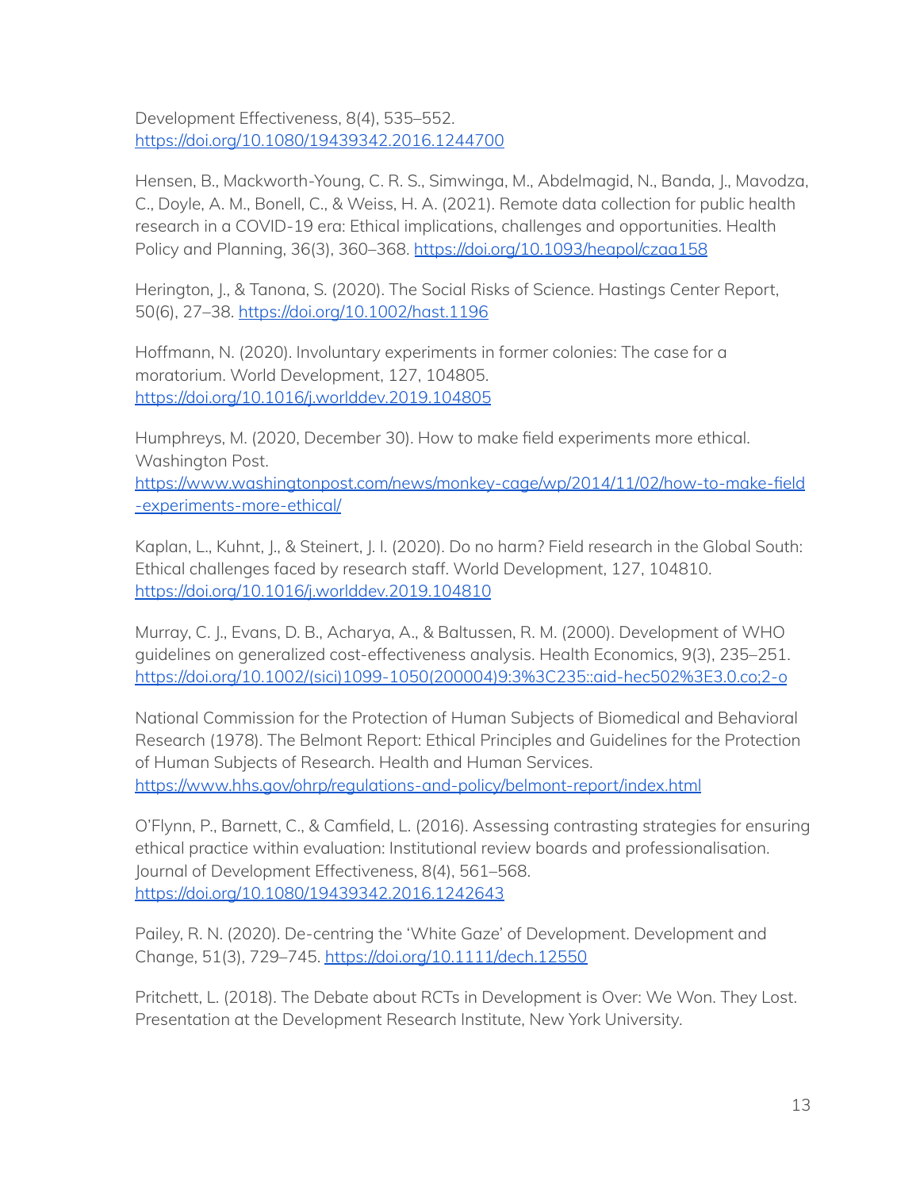Development Effectiveness, 8(4), 535–552. https://doi.org/10.1080/19439342.2016.1244700

Hensen, B., Mackworth-Young, C. R. S., Simwinga, M., Abdelmagid, N., Banda, J., Mavodza, C., Doyle, A. M., Bonell, C., & Weiss, H. A. (2021). Remote data collection for public health research in a COVID-19 era: Ethical implications, challenges and opportunities. Health Policy and Planning, 36(3), 360–368. https://doi.org/10.1093/heapol/czaa158

Herington, J., & Tanona, S. (2020). The Social Risks of Science. Hastings Center Report, 50(6), 27–38. https://doi.org/10.1002/hast.1196

Hoffmann, N. (2020). Involuntary experiments in former colonies: The case for a moratorium. World Development, 127, 104805. https://doi.org/10.1016/j.worlddev.2019.104805

Humphreys, M. (2020, December 30). How to make field experiments more ethical. Washington Post. https://www.washingtonpost.com/news/monkey-cage/wp/2014/11/02/how-to-make-field-experiments-more-ethical/

Kaplan, L., Kuhnt, J., & Steinert, J. I. (2020). Do no harm? Field research in the Global South: Ethical challenges faced by research staff. World Development, 127, 104810. https://doi.org/10.1016/j.worlddev.2019.104810

Murray, C. J., Evans, D. B., Acharya, A., & Baltussen, R. M. (2000). Development of WHO guidelines on generalized cost-effectiveness analysis. Health Economics, 9(3), 235–251. https://doi.org/10.1002/(sici)1099-1050(200004)9:3%3C235::aid-hec502%3E3.0.co;2-o

National Commission for the Protection of Human Subjects of Biomedical and Behavioral Research (1978). The Belmont Report: Ethical Principles and Guidelines for the Protection of Human Subjects of Research. Health and Human Services. https://www.hhs.gov/ohrp/regulations-and-policy/belmont-report/index.html

O'Flynn, P., Barnett, C., & Camfield, L. (2016). Assessing contrasting strategies for ensuring ethical practice within evaluation: Institutional review boards and professionalisation. Journal of Development Effectiveness, 8(4), 561–568. https://doi.org/10.1080/19439342.2016.1242643

Pailey, R. N. (2020). De-centring the 'White Gaze' of Development. Development and Change, 51(3), 729–745. https://doi.org/10.1111/dech.12550

Pritchett, L. (2018). The Debate about RCTs in Development is Over: We Won. They Lost. Presentation at the Development Research Institute, New York University.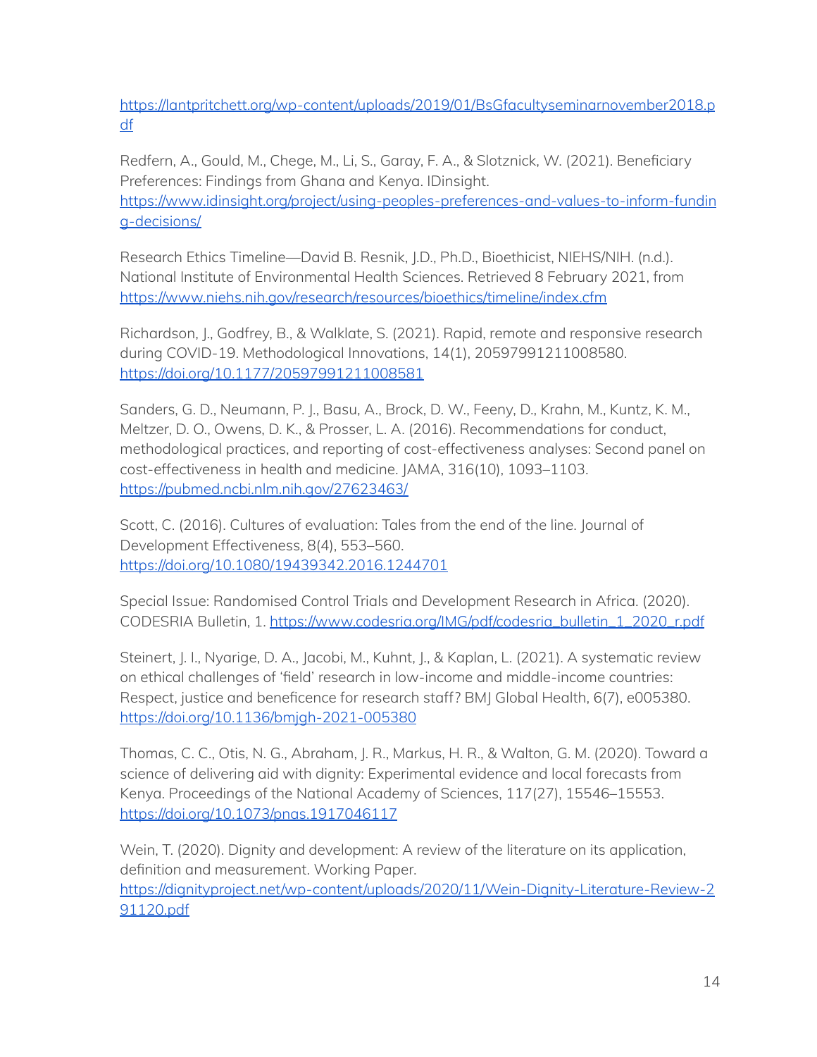https://lantpritchett.org/wp-content/uploads/2019/01/BsGfacultyseminarnovember2018.pdf

Redfern, A., Gould, M., Chege, M., Li, S., Garay, F. A., & Slotznick, W. (2021). Beneficiary Preferences: Findings from Ghana and Kenya. IDinsight. https://www.idinsight.org/project/using-peoples-preferences-and-values-to-inform-funding-decisions/

Research Ethics Timeline—David B. Resnik, J.D., Ph.D., Bioethicist, NIEHS/NIH. (n.d.). National Institute of Environmental Health Sciences. Retrieved 8 February 2021, from https://www.niehs.nih.gov/research/resources/bioethics/timeline/index.cfm

Richardson, J., Godfrey, B., & Walklate, S. (2021). Rapid, remote and responsive research during COVID-19. Methodological Innovations, 14(1), 20597991211008580. https://doi.org/10.1177/20597991211008581

Sanders, G. D., Neumann, P. J., Basu, A., Brock, D. W., Feeny, D., Krahn, M., Kuntz, K. M., Meltzer, D. O., Owens, D. K., & Prosser, L. A. (2016). Recommendations for conduct, methodological practices, and reporting of cost-effectiveness analyses: Second panel on cost-effectiveness in health and medicine. JAMA, 316(10), 1093–1103. https://pubmed.ncbi.nlm.nih.gov/27623463/

Scott, C. (2016). Cultures of evaluation: Tales from the end of the line. Journal of Development Effectiveness, 8(4), 553–560. https://doi.org/10.1080/19439342.2016.1244701

Special Issue: Randomised Control Trials and Development Research in Africa. (2020). CODESRIA Bulletin, 1. https://www.codesria.org/IMG/pdf/codesria_bulletin_1_2020_r.pdf

Steinert, J. I., Nyarige, D. A., Jacobi, M., Kuhnt, J., & Kaplan, L. (2021). A systematic review on ethical challenges of 'field' research in low-income and middle-income countries: Respect, justice and beneficence for research staff? BMJ Global Health, 6(7), e005380. https://doi.org/10.1136/bmjgh-2021-005380

Thomas, C. C., Otis, N. G., Abraham, J. R., Markus, H. R., & Walton, G. M. (2020). Toward a science of delivering aid with dignity: Experimental evidence and local forecasts from Kenya. Proceedings of the National Academy of Sciences, 117(27), 15546–15553. https://doi.org/10.1073/pnas.1917046117

Wein, T. (2020). Dignity and development: A review of the literature on its application, definition and measurement. Working Paper. https://dignityproject.net/wp-content/uploads/2020/11/Wein-Dignity-Literature-Review-291120.pdf